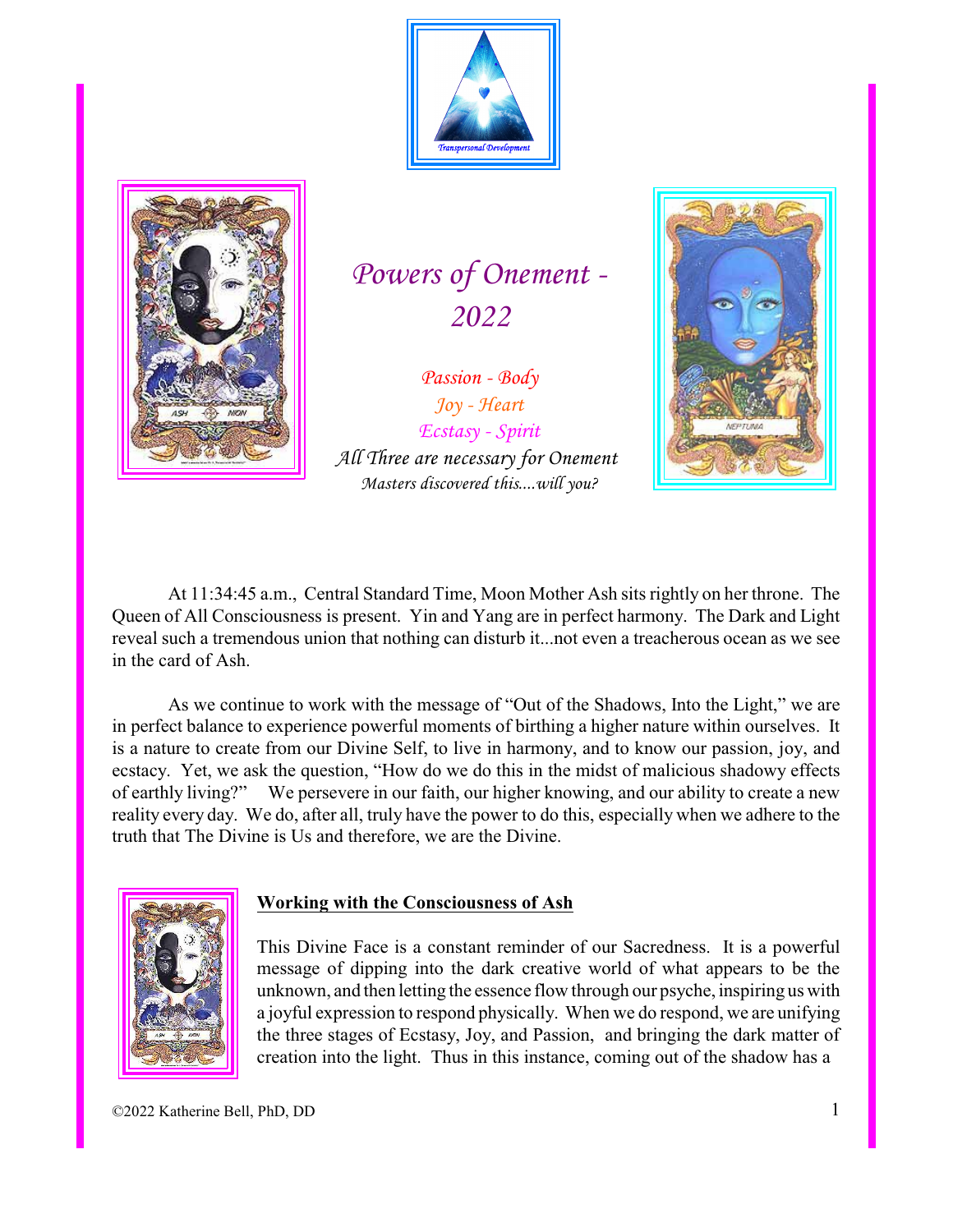# Powers of Onement - 2022

*Passion - Body*
*Joy - Heart*
*Ecstasy - Spirit*
*All Three are necessary for Onement*
*Masters discovered this....will you?*

At 11:34:45 a.m., Central Standard Time, Moon Mother Ash sits rightly on her throne. The Queen of All Consciousness is present. Yin and Yang are in perfect harmony. The Dark and Light reveal such a tremendous union that nothing can disturb it...not even a treacherous ocean as we see in the card of Ash.

As we continue to work with the message of "Out of the Shadows, Into the Light," we are in perfect balance to experience powerful moments of birthing a higher nature within ourselves. It is a nature to create from our Divine Self, to live in harmony, and to know our passion, joy, and ecstacy. Yet, we ask the question, "How do we do this in the midst of malicious shadowy effects of earthly living?" We persevere in our faith, our higher knowing, and our ability to create a new reality every day. We do, after all, truly have the power to do this, especially when we adhere to the truth that The Divine is Us and therefore, we are the Divine.

## Working with the Consciousness of Ash

This Divine Face is a constant reminder of our Sacredness. It is a powerful message of dipping into the dark creative world of what appears to be the unknown, and then letting the essence flow through our psyche, inspiring us with a joyful expression to respond physically. When we do respond, we are unifying the three stages of Ecstasy, Joy, and Passion, and bringing the dark matter of creation into the light. Thus in this instance, coming out of the shadow has a

©2022 Katherine Bell, PhD, DD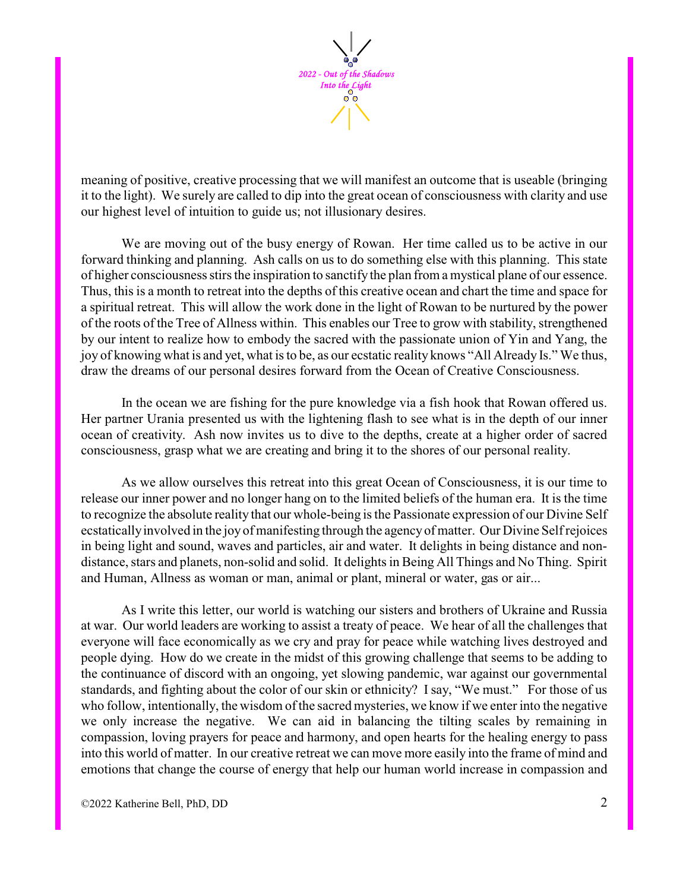meaning of positive, creative processing that we will manifest an outcome that is useable (bringing it to the light). We surely are called to dip into the great ocean of consciousness with clarity and use our highest level of intuition to guide us; not illusionary desires.

We are moving out of the busy energy of Rowan. Her time called us to be active in our forward thinking and planning. Ash calls on us to do something else with this planning. This state of higher consciousness stirs the inspiration to sanctify the plan from a mystical plane of our essence. Thus, this is a month to retreat into the depths of this creative ocean and chart the time and space for a spiritual retreat. This will allow the work done in the light of Rowan to be nurtured by the power of the roots of the Tree of Allness within. This enables our Tree to grow with stability, strengthened by our intent to realize how to embody the sacred with the passionate union of Yin and Yang, the joy of knowing what is and yet, what is to be, as our ecstatic reality knows "All Already Is." We thus, draw the dreams of our personal desires forward from the Ocean of Creative Consciousness.

In the ocean we are fishing for the pure knowledge via a fish hook that Rowan offered us. Her partner Urania presented us with the lightening flash to see what is in the depth of our inner ocean of creativity. Ash now invites us to dive to the depths, create at a higher order of sacred consciousness, grasp what we are creating and bring it to the shores of our personal reality.

As we allow ourselves this retreat into this great Ocean of Consciousness, it is our time to release our inner power and no longer hang on to the limited beliefs of the human era. It is the time to recognize the absolute reality that our whole-being is the Passionate expression of our Divine Self ecstatically involved in the joy of manifesting through the agency of matter. Our Divine Self rejoices in being light and sound, waves and particles, air and water. It delights in being distance and non-distance, stars and planets, non-solid and solid. It delights in Being All Things and No Thing. Spirit and Human, Allness as woman or man, animal or plant, mineral or water, gas or air...

As I write this letter, our world is watching our sisters and brothers of Ukraine and Russia at war. Our world leaders are working to assist a treaty of peace. We hear of all the challenges that everyone will face economically as we cry and pray for peace while watching lives destroyed and people dying. How do we create in the midst of this growing challenge that seems to be adding to the continuance of discord with an ongoing, yet slowing pandemic, war against our governmental standards, and fighting about the color of our skin or ethnicity? I say, "We must." For those of us who follow, intentionally, the wisdom of the sacred mysteries, we know if we enter into the negative we only increase the negative. We can aid in balancing the tilting scales by remaining in compassion, loving prayers for peace and harmony, and open hearts for the healing energy to pass into this world of matter. In our creative retreat we can move more easily into the frame of mind and emotions that change the course of energy that help our human world increase in compassion and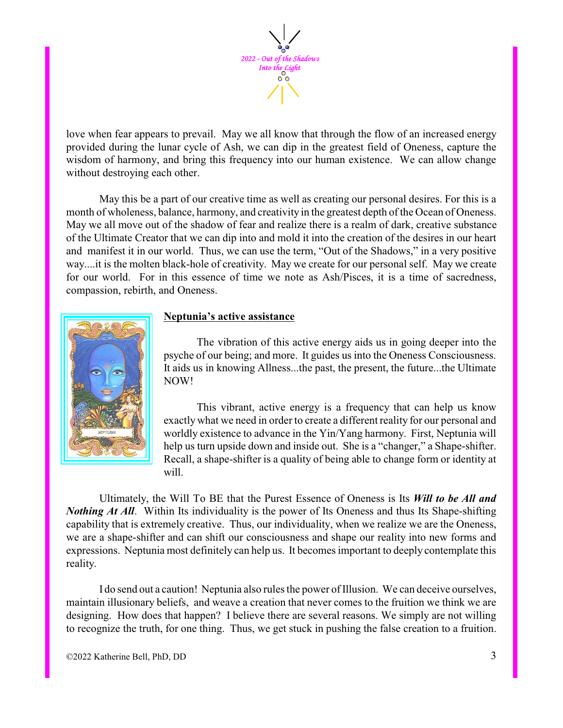love when fear appears to prevail. May we all know that through the flow of an increased energy provided during the lunar cycle of Ash, we can dip in the greatest field of Oneness, capture the wisdom of harmony, and bring this frequency into our human existence. We can allow change without destroying each other.

May this be a part of our creative time as well as creating our personal desires. For this is a month of wholeness, balance, harmony, and creativity in the greatest depth of the Ocean of Oneness. May we all move out of the shadow of fear and realize there is a realm of dark, creative substance of the Ultimate Creator that we can dip into and mold it into the creation of the desires in our heart and manifest it in our world. Thus, we can use the term, "Out of the Shadows," in a very positive way....it is the molten black-hole of creativity. May we create for our personal self. May we create for our world. For in this essence of time we note as Ash/Pisces, it is a time of sacredness, compassion, rebirth, and Oneness.

**Neptunia's active assistance**

The vibration of this active energy aids us in going deeper into the psyche of our being; and more. It guides us into the Oneness Consciousness. It aids us in knowing Allness...the past, the present, the future...the Ultimate NOW!

This vibrant, active energy is a frequency that can help us know exactly what we need in order to create a different reality for our personal and worldly existence to advance in the Yin/Yang harmony. First, Neptunia will help us turn upside down and inside out. She is a "changer," a Shape-shifter. Recall, a shape-shifter is a quality of being able to change form or identity at will.

Ultimately, the Will To BE that the Purest Essence of Oneness is Its ***Will to be All and Nothing At All***. Within Its individuality is the power of Its Oneness and thus Its Shape-shifting capability that is extremely creative. Thus, our individuality, when we realize we are the Oneness, we are a shape-shifter and can shift our consciousness and shape our reality into new forms and expressions. Neptunia most definitely can help us. It becomes important to deeply contemplate this reality.

I do send out a caution! Neptunia also rules the power of Illusion. We can deceive ourselves, maintain illusionary beliefs, and weave a creation that never comes to the fruition we think we are designing. How does that happen? I believe there are several reasons. We simply are not willing to recognize the truth, for one thing. Thus, we get stuck in pushing the false creation to a fruition.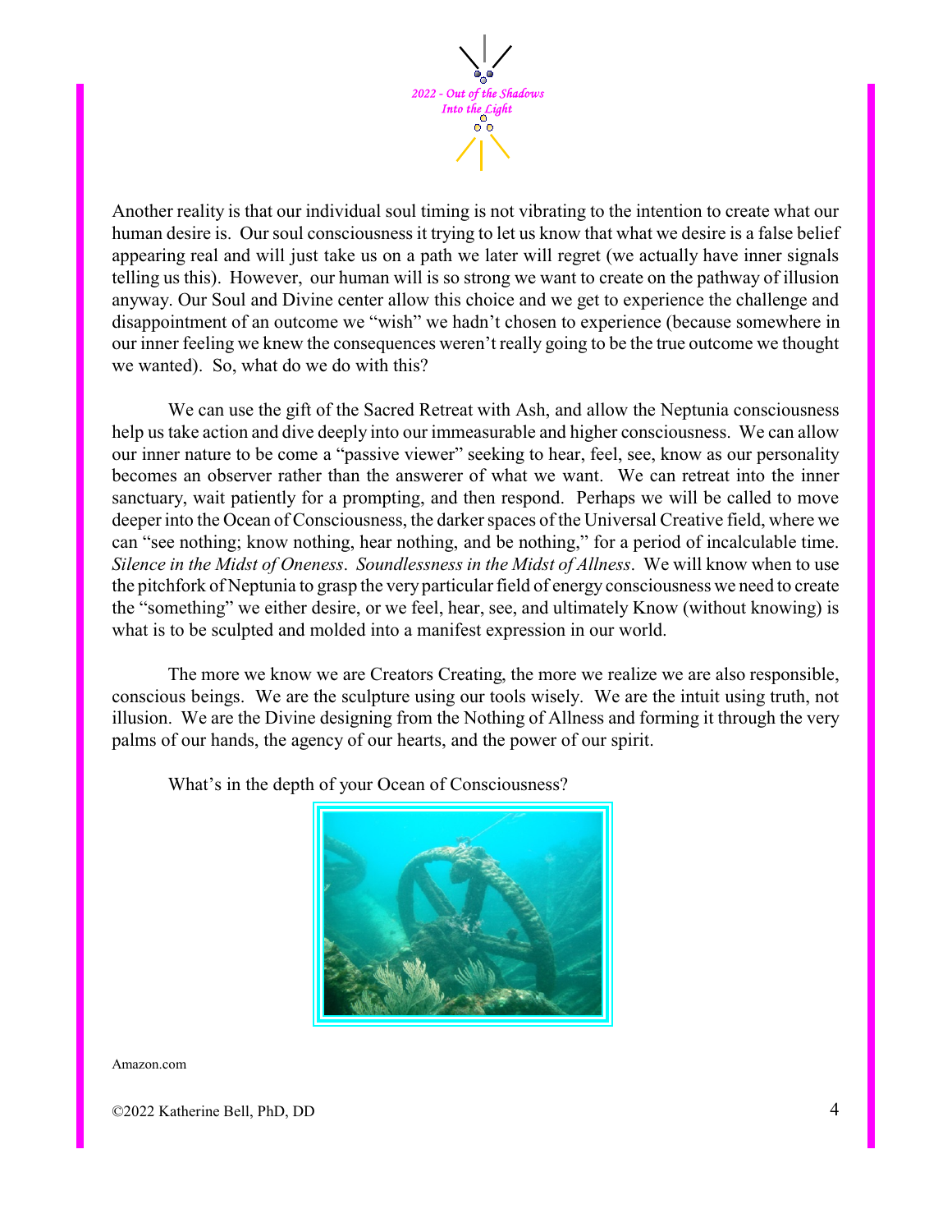Another reality is that our individual soul timing is not vibrating to the intention to create what our human desire is. Our soul consciousness it trying to let us know that what we desire is a false belief appearing real and will just take us on a path we later will regret (we actually have inner signals telling us this). However, our human will is so strong we want to create on the pathway of illusion anyway. Our Soul and Divine center allow this choice and we get to experience the challenge and disappointment of an outcome we "wish" we hadn't chosen to experience (because somewhere in our inner feeling we knew the consequences weren't really going to be the true outcome we thought we wanted). So, what do we do with this?

We can use the gift of the Sacred Retreat with Ash, and allow the Neptunia consciousness help us take action and dive deeply into our immeasurable and higher consciousness. We can allow our inner nature to be come a "passive viewer" seeking to hear, feel, see, know as our personality becomes an observer rather than the answerer of what we want. We can retreat into the inner sanctuary, wait patiently for a prompting, and then respond. Perhaps we will be called to move deeper into the Ocean of Consciousness, the darker spaces of the Universal Creative field, where we can "see nothing; know nothing, hear nothing, and be nothing," for a period of incalculable time. *Silence in the Midst of Oneness*. *Soundlessness in the Midst of Allness*. We will know when to use the pitchfork of Neptunia to grasp the very particular field of energy consciousness we need to create the "something" we either desire, or we feel, hear, see, and ultimately Know (without knowing) is what is to be sculpted and molded into a manifest expression in our world.

The more we know we are Creators Creating, the more we realize we are also responsible, conscious beings. We are the sculpture using our tools wisely. We are the intuit using truth, not illusion. We are the Divine designing from the Nothing of Allness and forming it through the very palms of our hands, the agency of our hearts, and the power of our spirit.

What's in the depth of your Ocean of Consciousness?

Amazon.com

©2022 Katherine Bell, PhD, DD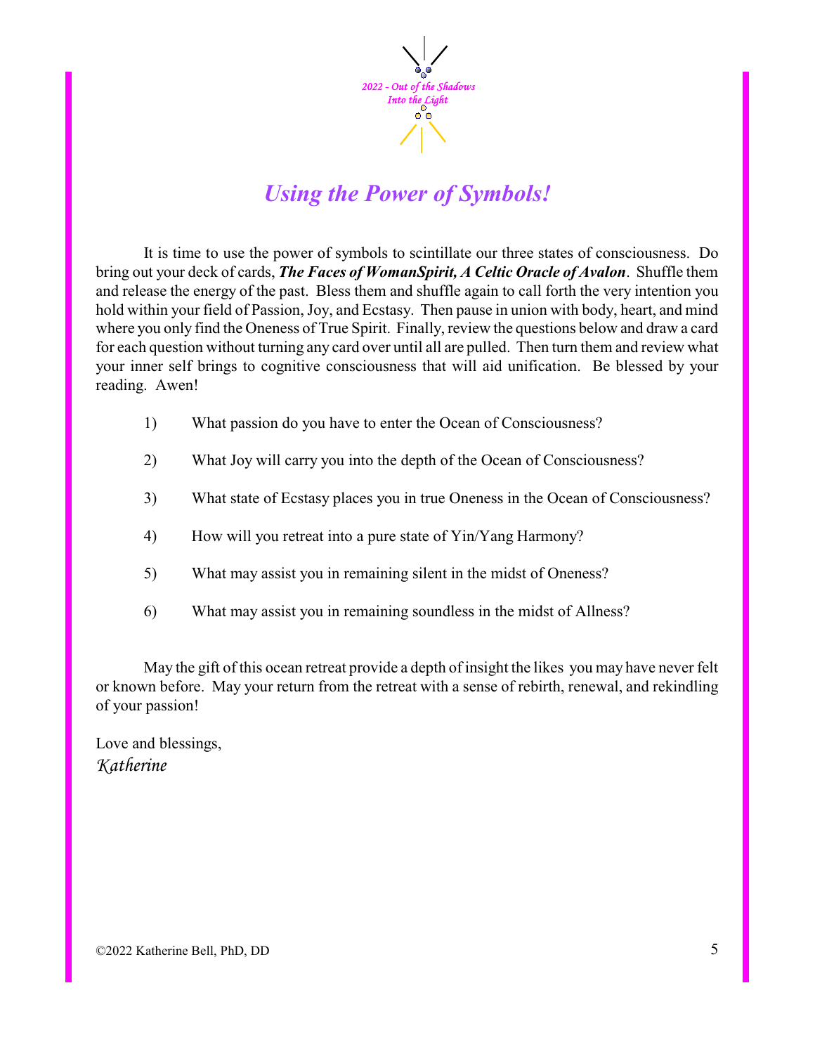2022 - Out of the Shadows
Into the Light

# *Using the Power of Symbols!*

It is time to use the power of symbols to scintillate our three states of consciousness. Do bring out your deck of cards, ***The Faces of WomanSpirit, A Celtic Oracle of Avalon***. Shuffle them and release the energy of the past. Bless them and shuffle again to call forth the very intention you hold within your field of Passion, Joy, and Ecstasy. Then pause in union with body, heart, and mind where you only find the Oneness of True Spirit. Finally, review the questions below and draw a card for each question without turning any card over until all are pulled. Then turn them and review what your inner self brings to cognitive consciousness that will aid unification. Be blessed by your reading. Awen!

1) What passion do you have to enter the Ocean of Consciousness?

2) What Joy will carry you into the depth of the Ocean of Consciousness?

3) What state of Ecstasy places you in true Oneness in the Ocean of Consciousness?

4) How will you retreat into a pure state of Yin/Yang Harmony?

5) What may assist you in remaining silent in the midst of Oneness?

6) What may assist you in remaining soundless in the midst of Allness?

May the gift of this ocean retreat provide a depth of insight the likes you may have never felt or known before. May your return from the retreat with a sense of rebirth, renewal, and rekindling of your passion!

Love and blessings,
*Katherine*

©2022 Katherine Bell, PhD, DD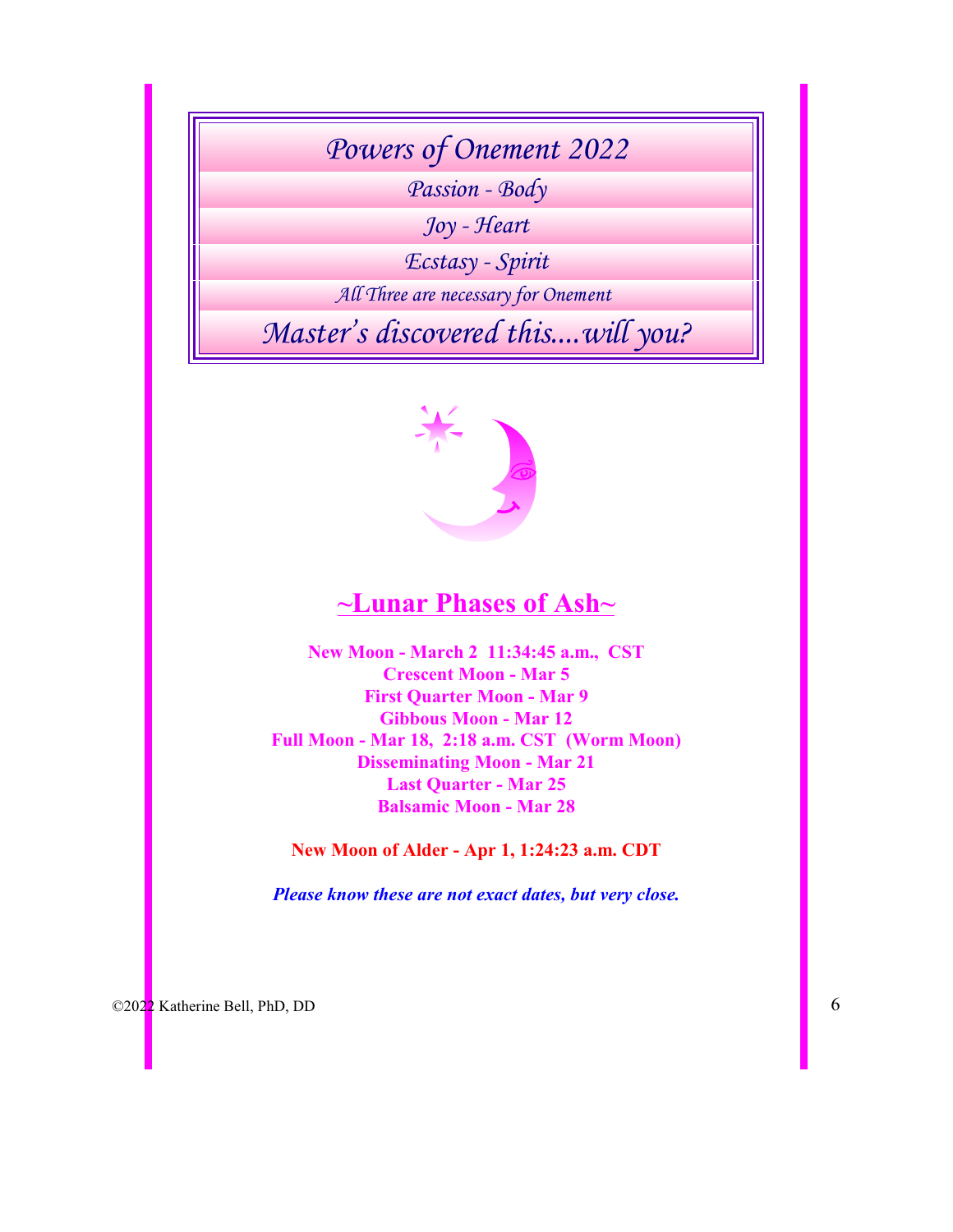*Powers of Onement 2022*

*Passion - Body*

*Joy - Heart*

*Ecstasy - Spirit*

*All Three are necessary for Onement*

*Master's discovered this....will you?*

## ~Lunar Phases of Ash~

**New Moon - March 2 11:34:45 a.m., CST**
**Crescent Moon - Mar 5**
**First Quarter Moon - Mar 9**
**Gibbous Moon - Mar 12**
**Full Moon - Mar 18, 2:18 a.m. CST (Worm Moon)**
**Disseminating Moon - Mar 21**
**Last Quarter - Mar 25**
**Balsamic Moon - Mar 28**

**New Moon of Alder - Apr 1, 1:24:23 a.m. CDT**

***Please know these are not exact dates, but very close.***

©2022 Katherine Bell, PhD, DD